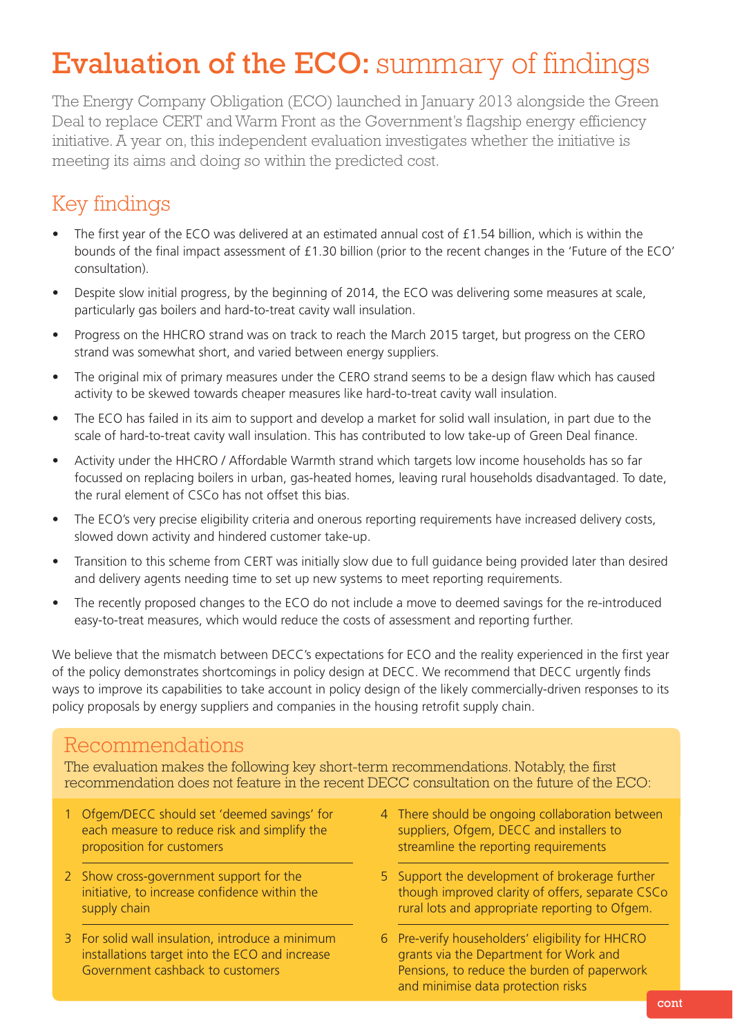# Evaluation of the ECO: summary of findings

The Energy Company Obligation (ECO) launched in January 2013 alongside the Green Deal to replace CERT and Warm Front as the Government's flagship energy efficiency initiative. A year on, this independent evaluation investigates whether the initiative is meeting its aims and doing so within the predicted cost.

## Key findings

- The first year of the ECO was delivered at an estimated annual cost of £1.54 billion, which is within the bounds of the final impact assessment of £1.30 billion (prior to the recent changes in the 'Future of the ECO' consultation).
- Despite slow initial progress, by the beginning of 2014, the ECO was delivering some measures at scale, particularly gas boilers and hard-to-treat cavity wall insulation.
- Progress on the HHCRO strand was on track to reach the March 2015 target, but progress on the CERO strand was somewhat short, and varied between energy suppliers.
- The original mix of primary measures under the CERO strand seems to be a design flaw which has caused activity to be skewed towards cheaper measures like hard-to-treat cavity wall insulation.
- The ECO has failed in its aim to support and develop a market for solid wall insulation, in part due to the scale of hard-to-treat cavity wall insulation. This has contributed to low take-up of Green Deal finance.
- Activity under the HHCRO / Affordable Warmth strand which targets low income households has so far focussed on replacing boilers in urban, gas-heated homes, leaving rural households disadvantaged. To date, the rural element of CSCo has not offset this bias.
- The ECO's very precise eligibility criteria and onerous reporting requirements have increased delivery costs, slowed down activity and hindered customer take-up.
- Transition to this scheme from CERT was initially slow due to full guidance being provided later than desired and delivery agents needing time to set up new systems to meet reporting requirements.
- The recently proposed changes to the ECO do not include a move to deemed savings for the re-introduced easy-to-treat measures, which would reduce the costs of assessment and reporting further.

We believe that the mismatch between DECC's expectations for ECO and the reality experienced in the first year of the policy demonstrates shortcomings in policy design at DECC. We recommend that DECC urgently finds ways to improve its capabilities to take account in policy design of the likely commercially-driven responses to its policy proposals by energy suppliers and companies in the housing retrofit supply chain.

## Recommendations

The evaluation makes the following key short-term recommendations. Notably, the first recommendation does not feature in the recent DECC consultation on the future of the ECO:

1. Ofgem/DECC should set 'deemed savings' for each measure to reduce risk and simplify the proposition for customers
2. Show cross-government support for the initiative, to increase confidence within the supply chain
3. For solid wall insulation, introduce a minimum installations target into the ECO and increase Government cashback to customers
4. There should be ongoing collaboration between suppliers, Ofgem, DECC and installers to streamline the reporting requirements
5. Support the development of brokerage further though improved clarity of offers, separate CSCo rural lots and appropriate reporting to Ofgem.
6. Pre-verify householders' eligibility for HHCRO grants via the Department for Work and Pensions, to reduce the burden of paperwork and minimise data protection risks

cont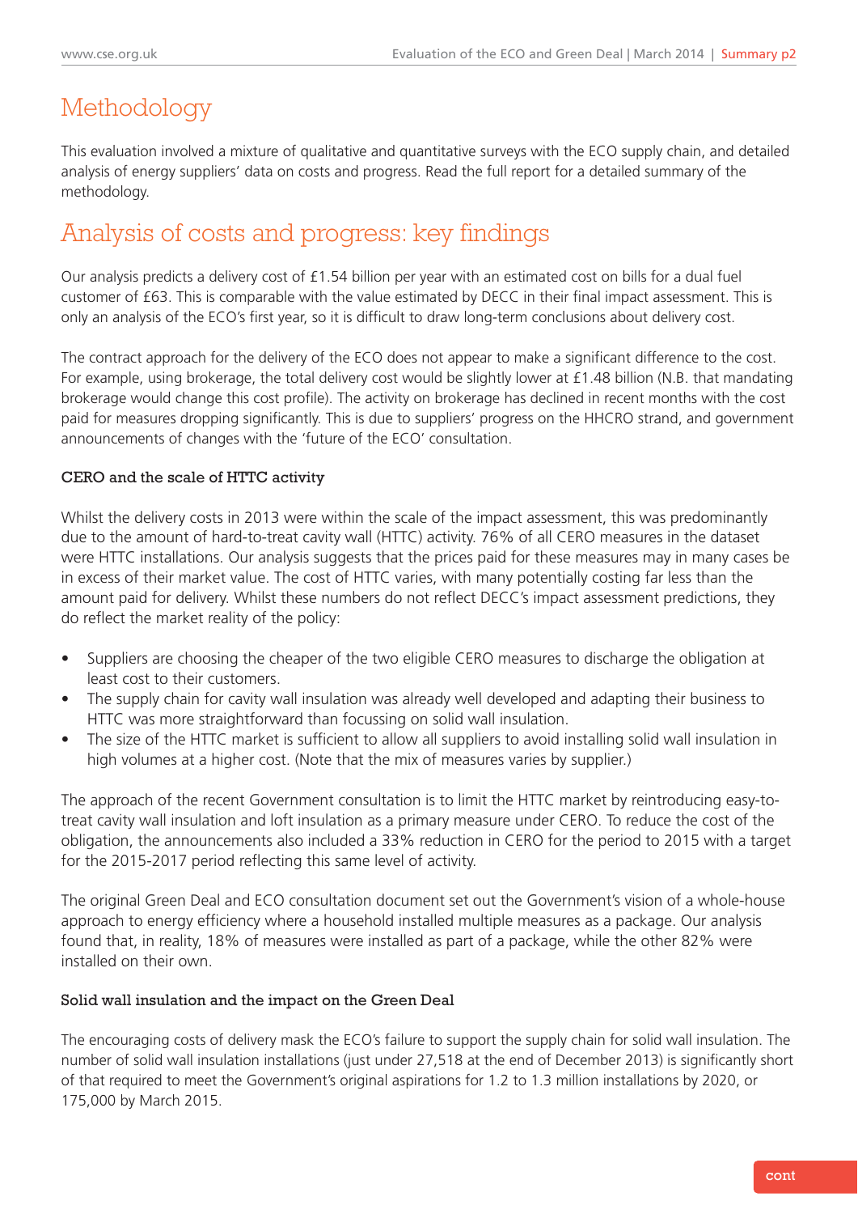# Methodology

This evaluation involved a mixture of qualitative and quantitative surveys with the ECO supply chain, and detailed analysis of energy suppliers' data on costs and progress. Read the full report for a detailed summary of the methodology.

# Analysis of costs and progress: key findings

Our analysis predicts a delivery cost of £1.54 billion per year with an estimated cost on bills for a dual fuel customer of £63. This is comparable with the value estimated by DECC in their final impact assessment. This is only an analysis of the ECO's first year, so it is difficult to draw long-term conclusions about delivery cost.

The contract approach for the delivery of the ECO does not appear to make a significant difference to the cost. For example, using brokerage, the total delivery cost would be slightly lower at £1.48 billion (N.B. that mandating brokerage would change this cost profile). The activity on brokerage has declined in recent months with the cost paid for measures dropping significantly. This is due to suppliers' progress on the HHCRO strand, and government announcements of changes with the 'future of the ECO' consultation.

### CERO and the scale of HTTC activity

Whilst the delivery costs in 2013 were within the scale of the impact assessment, this was predominantly due to the amount of hard-to-treat cavity wall (HTTC) activity. 76% of all CERO measures in the dataset were HTTC installations. Our analysis suggests that the prices paid for these measures may in many cases be in excess of their market value. The cost of HTTC varies, with many potentially costing far less than the amount paid for delivery. Whilst these numbers do not reflect DECC's impact assessment predictions, they do reflect the market reality of the policy:

- Suppliers are choosing the cheaper of the two eligible CERO measures to discharge the obligation at least cost to their customers.
- The supply chain for cavity wall insulation was already well developed and adapting their business to HTTC was more straightforward than focussing on solid wall insulation.
- The size of the HTTC market is sufficient to allow all suppliers to avoid installing solid wall insulation in high volumes at a higher cost. (Note that the mix of measures varies by supplier.)

The approach of the recent Government consultation is to limit the HTTC market by reintroducing easy-to-treat cavity wall insulation and loft insulation as a primary measure under CERO. To reduce the cost of the obligation, the announcements also included a 33% reduction in CERO for the period to 2015 with a target for the 2015-2017 period reflecting this same level of activity.

The original Green Deal and ECO consultation document set out the Government's vision of a whole-house approach to energy efficiency where a household installed multiple measures as a package. Our analysis found that, in reality, 18% of measures were installed as part of a package, while the other 82% were installed on their own.

### Solid wall insulation and the impact on the Green Deal

The encouraging costs of delivery mask the ECO's failure to support the supply chain for solid wall insulation. The number of solid wall insulation installations (just under 27,518 at the end of December 2013) is significantly short of that required to meet the Government's original aspirations for 1.2 to 1.3 million installations by 2020, or 175,000 by March 2015.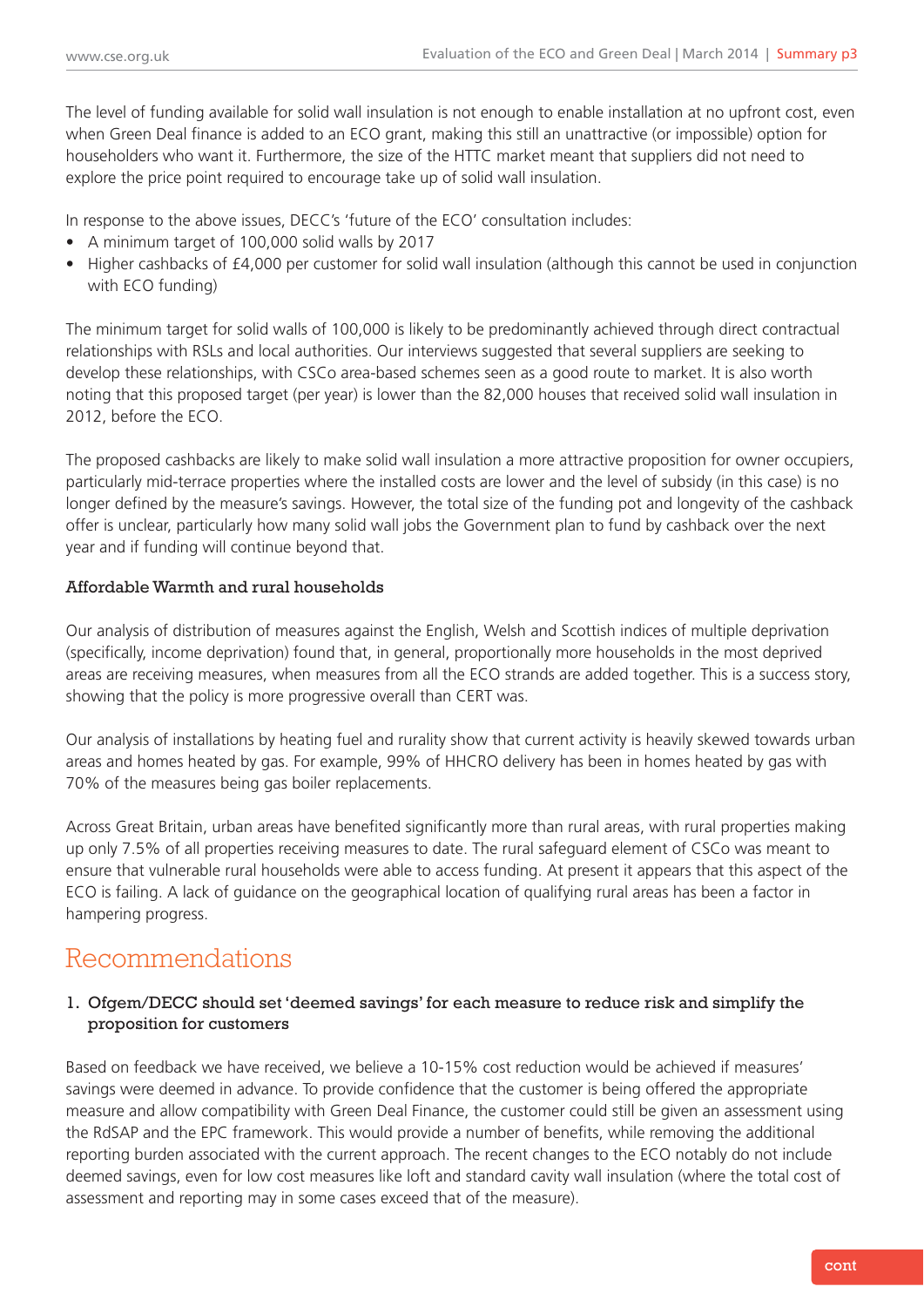The level of funding available for solid wall insulation is not enough to enable installation at no upfront cost, even when Green Deal finance is added to an ECO grant, making this still an unattractive (or impossible) option for householders who want it. Furthermore, the size of the HTTC market meant that suppliers did not need to explore the price point required to encourage take up of solid wall insulation.

In response to the above issues, DECC's 'future of the ECO' consultation includes:

- A minimum target of 100,000 solid walls by 2017
- Higher cashbacks of £4,000 per customer for solid wall insulation (although this cannot be used in conjunction with ECO funding)

The minimum target for solid walls of 100,000 is likely to be predominantly achieved through direct contractual relationships with RSLs and local authorities. Our interviews suggested that several suppliers are seeking to develop these relationships, with CSCo area-based schemes seen as a good route to market. It is also worth noting that this proposed target (per year) is lower than the 82,000 houses that received solid wall insulation in 2012, before the ECO.

The proposed cashbacks are likely to make solid wall insulation a more attractive proposition for owner occupiers, particularly mid-terrace properties where the installed costs are lower and the level of subsidy (in this case) is no longer defined by the measure's savings. However, the total size of the funding pot and longevity of the cashback offer is unclear, particularly how many solid wall jobs the Government plan to fund by cashback over the next year and if funding will continue beyond that.

### Affordable Warmth and rural households

Our analysis of distribution of measures against the English, Welsh and Scottish indices of multiple deprivation (specifically, income deprivation) found that, in general, proportionally more households in the most deprived areas are receiving measures, when measures from all the ECO strands are added together. This is a success story, showing that the policy is more progressive overall than CERT was.

Our analysis of installations by heating fuel and rurality show that current activity is heavily skewed towards urban areas and homes heated by gas. For example, 99% of HHCRO delivery has been in homes heated by gas with 70% of the measures being gas boiler replacements.

Across Great Britain, urban areas have benefited significantly more than rural areas, with rural properties making up only 7.5% of all properties receiving measures to date. The rural safeguard element of CSCo was meant to ensure that vulnerable rural households were able to access funding. At present it appears that this aspect of the ECO is failing. A lack of guidance on the geographical location of qualifying rural areas has been a factor in hampering progress.

## Recommendations

### 1. Ofgem/DECC should set 'deemed savings' for each measure to reduce risk and simplify the proposition for customers

Based on feedback we have received, we believe a 10-15% cost reduction would be achieved if measures' savings were deemed in advance. To provide confidence that the customer is being offered the appropriate measure and allow compatibility with Green Deal Finance, the customer could still be given an assessment using the RdSAP and the EPC framework. This would provide a number of benefits, while removing the additional reporting burden associated with the current approach. The recent changes to the ECO notably do not include deemed savings, even for low cost measures like loft and standard cavity wall insulation (where the total cost of assessment and reporting may in some cases exceed that of the measure).

cont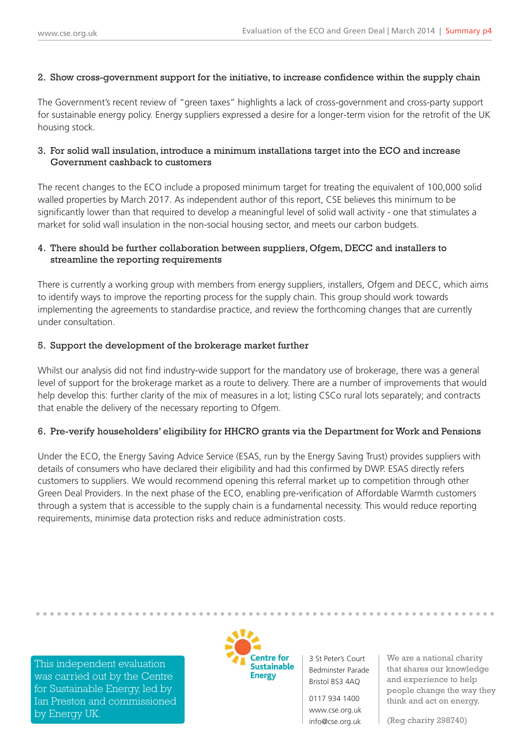### 2. Show cross-government support for the initiative, to increase confidence within the supply chain

The Government's recent review of "green taxes" highlights a lack of cross-government and cross-party support for sustainable energy policy. Energy suppliers expressed a desire for a longer-term vision for the retrofit of the UK housing stock.

### 3. For solid wall insulation, introduce a minimum installations target into the ECO and increase Government cashback to customers

The recent changes to the ECO include a proposed minimum target for treating the equivalent of 100,000 solid walled properties by March 2017. As independent author of this report, CSE believes this minimum to be significantly lower than that required to develop a meaningful level of solid wall activity - one that stimulates a market for solid wall insulation in the non-social housing sector, and meets our carbon budgets.

### 4. There should be further collaboration between suppliers, Ofgem, DECC and installers to streamline the reporting requirements

There is currently a working group with members from energy suppliers, installers, Ofgem and DECC, which aims to identify ways to improve the reporting process for the supply chain. This group should work towards implementing the agreements to standardise practice, and review the forthcoming changes that are currently under consultation.

### 5. Support the development of the brokerage market further

Whilst our analysis did not find industry-wide support for the mandatory use of brokerage, there was a general level of support for the brokerage market as a route to delivery. There are a number of improvements that would help develop this: further clarity of the mix of measures in a lot; listing CSCo rural lots separately; and contracts that enable the delivery of the necessary reporting to Ofgem.

### 6. Pre-verify householders' eligibility for HHCRO grants via the Department for Work and Pensions

Under the ECO, the Energy Saving Advice Service (ESAS, run by the Energy Saving Trust) provides suppliers with details of consumers who have declared their eligibility and had this confirmed by DWP. ESAS directly refers customers to suppliers. We would recommend opening this referral market up to competition through other Green Deal Providers. In the next phase of the ECO, enabling pre-verification of Affordable Warmth customers through a system that is accessible to the supply chain is a fundamental necessity. This would reduce reporting requirements, minimise data protection risks and reduce administration costs.

This independent evaluation was carried out by the Centre for Sustainable Energy, led by Ian Preston and commissioned by Energy UK.

Centre for Sustainable Energy

3 St Peter's Court
Bedminster Parade
Bristol BS3 4AQ

0117 934 1400
www.cse.org.uk
info@cse.org.uk

We are a national charity that shares our knowledge and experience to help people change the way they think and act on energy.

(Reg charity 298740)